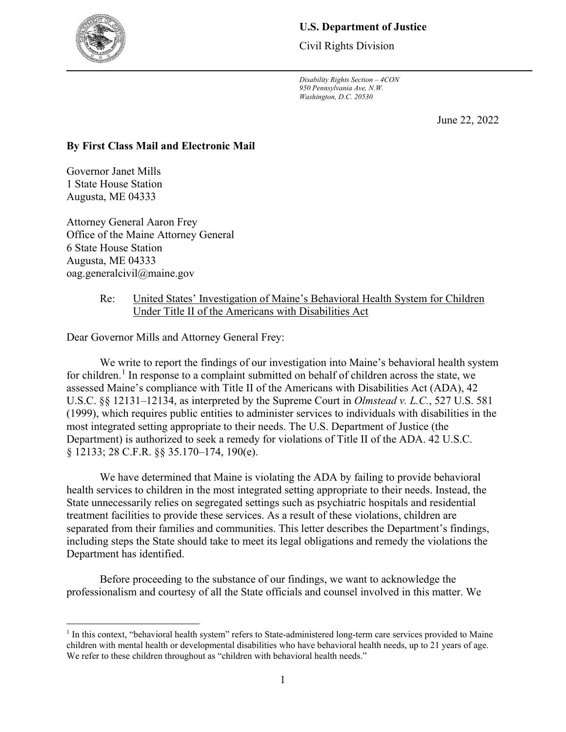**U.S. Department of Justice**

Civil Rights Division

*Disability Rights Section – 4CON*
*950 Pennsylvania Ave, N.W.*
*Washington, D.C. 20530*

June 22, 2022

**By First Class Mail and Electronic Mail**

Governor Janet Mills
1 State House Station
Augusta, ME 04333

Attorney General Aaron Frey
Office of the Maine Attorney General
6 State House Station
Augusta, ME 04333
oag.generalcivil@maine.gov

Re: United States' Investigation of Maine's Behavioral Health System for Children Under Title II of the Americans with Disabilities Act

Dear Governor Mills and Attorney General Frey:

We write to report the findings of our investigation into Maine's behavioral health system for children.[1] In response to a complaint submitted on behalf of children across the state, we assessed Maine's compliance with Title II of the Americans with Disabilities Act (ADA), 42 U.S.C. §§ 12131–12134, as interpreted by the Supreme Court in *Olmstead v. L.C.*, 527 U.S. 581 (1999), which requires public entities to administer services to individuals with disabilities in the most integrated setting appropriate to their needs. The U.S. Department of Justice (the Department) is authorized to seek a remedy for violations of Title II of the ADA. 42 U.S.C. § 12133; 28 C.F.R. §§ 35.170–174, 190(e).

We have determined that Maine is violating the ADA by failing to provide behavioral health services to children in the most integrated setting appropriate to their needs. Instead, the State unnecessarily relies on segregated settings such as psychiatric hospitals and residential treatment facilities to provide these services. As a result of these violations, children are separated from their families and communities. This letter describes the Department's findings, including steps the State should take to meet its legal obligations and remedy the violations the Department has identified.

Before proceeding to the substance of our findings, we want to acknowledge the professionalism and courtesy of all the State officials and counsel involved in this matter. We

[1] In this context, "behavioral health system" refers to State-administered long-term care services provided to Maine children with mental health or developmental disabilities who have behavioral health needs, up to 21 years of age. We refer to these children throughout as "children with behavioral health needs."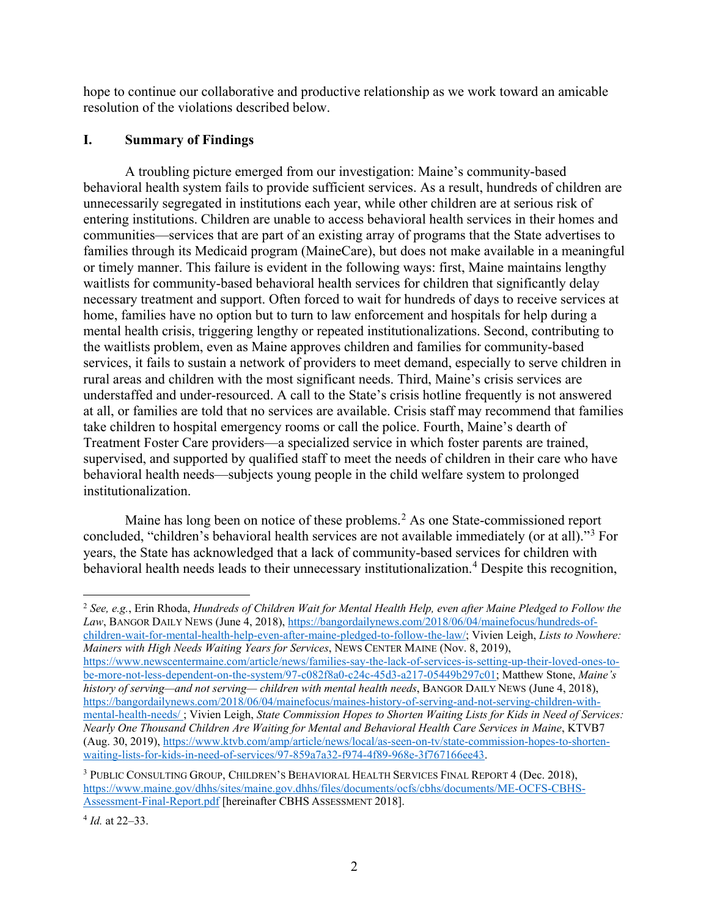hope to continue our collaborative and productive relationship as we work toward an amicable resolution of the violations described below.

## I. Summary of Findings

A troubling picture emerged from our investigation: Maine's community-based behavioral health system fails to provide sufficient services. As a result, hundreds of children are unnecessarily segregated in institutions each year, while other children are at serious risk of entering institutions. Children are unable to access behavioral health services in their homes and communities—services that are part of an existing array of programs that the State advertises to families through its Medicaid program (MaineCare), but does not make available in a meaningful or timely manner. This failure is evident in the following ways: first, Maine maintains lengthy waitlists for community-based behavioral health services for children that significantly delay necessary treatment and support. Often forced to wait for hundreds of days to receive services at home, families have no option but to turn to law enforcement and hospitals for help during a mental health crisis, triggering lengthy or repeated institutionalizations. Second, contributing to the waitlists problem, even as Maine approves children and families for community-based services, it fails to sustain a network of providers to meet demand, especially to serve children in rural areas and children with the most significant needs. Third, Maine's crisis services are understaffed and under-resourced. A call to the State's crisis hotline frequently is not answered at all, or families are told that no services are available. Crisis staff may recommend that families take children to hospital emergency rooms or call the police. Fourth, Maine's dearth of Treatment Foster Care providers—a specialized service in which foster parents are trained, supervised, and supported by qualified staff to meet the needs of children in their care who have behavioral health needs—subjects young people in the child welfare system to prolonged institutionalization.

Maine has long been on notice of these problems.[2] As one State-commissioned report concluded, "children's behavioral health services are not available immediately (or at all)."[3] For years, the State has acknowledged that a lack of community-based services for children with behavioral health needs leads to their unnecessary institutionalization.[4] Despite this recognition,

---

[2] *See, e.g.*, Erin Rhoda, *Hundreds of Children Wait for Mental Health Help, even after Maine Pledged to Follow the Law*, BANGOR DAILY NEWS (June 4, 2018), https://bangordailynews.com/2018/06/04/mainefocus/hundreds-of-children-wait-for-mental-health-help-even-after-maine-pledged-to-follow-the-law/; Vivien Leigh, *Lists to Nowhere: Mainers with High Needs Waiting Years for Services*, NEWS CENTER MAINE (Nov. 8, 2019), https://www.newscentermaine.com/article/news/families-say-the-lack-of-services-is-setting-up-their-loved-ones-to-be-more-not-less-dependent-on-the-system/97-c082f8a0-c24c-45d3-a217-05449b297c01; Matthew Stone, *Maine's history of serving—and not serving— children with mental health needs*, BANGOR DAILY NEWS (June 4, 2018), https://bangordailynews.com/2018/06/04/mainefocus/maines-history-of-serving-and-not-serving-children-with-mental-health-needs/ ; Vivien Leigh, *State Commission Hopes to Shorten Waiting Lists for Kids in Need of Services: Nearly One Thousand Children Are Waiting for Mental and Behavioral Health Care Services in Maine*, KTVB7 (Aug. 30, 2019), https://www.ktvb.com/amp/article/news/local/as-seen-on-tv/state-commission-hopes-to-shorten-waiting-lists-for-kids-in-need-of-services/97-859a7a32-f974-4f89-968e-3f767166ee43.

[3] PUBLIC CONSULTING GROUP, CHILDREN'S BEHAVIORAL HEALTH SERVICES FINAL REPORT 4 (Dec. 2018), https://www.maine.gov/dhhs/sites/maine.gov.dhhs/files/documents/ocfs/cbhs/documents/ME-OCFS-CBHS-Assessment-Final-Report.pdf [hereinafter CBHS ASSESSMENT 2018].

[4] *Id.* at 22–33.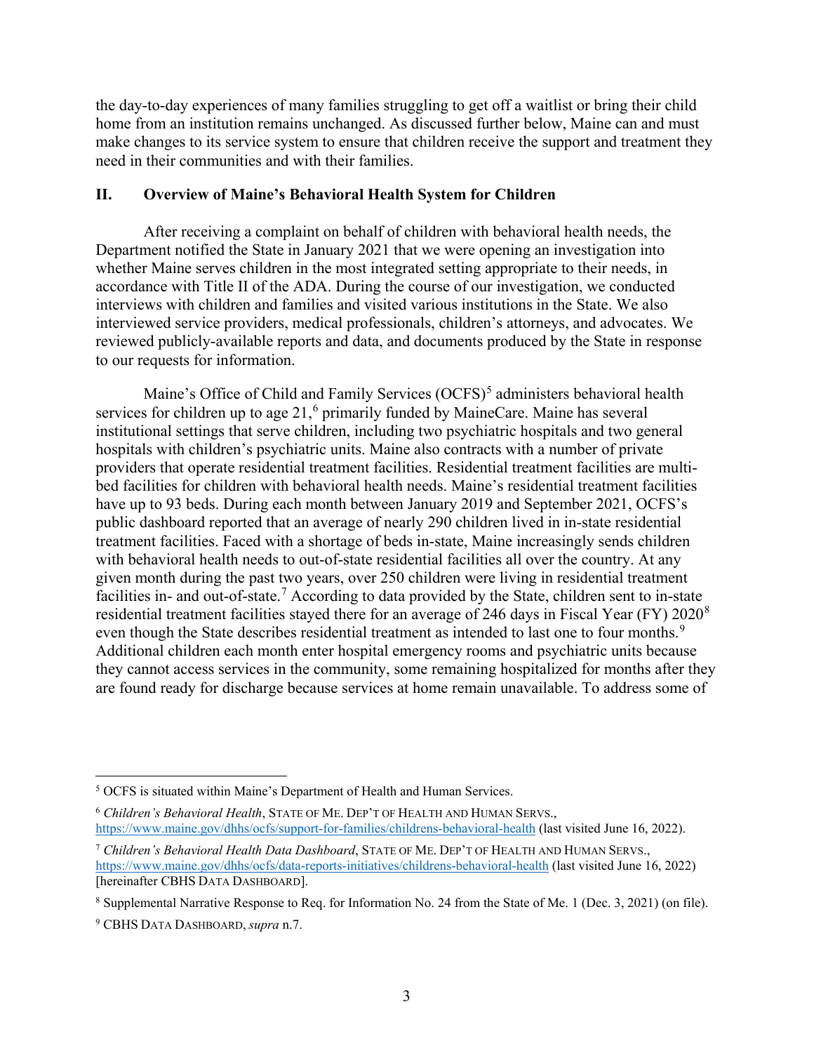the day-to-day experiences of many families struggling to get off a waitlist or bring their child home from an institution remains unchanged. As discussed further below, Maine can and must make changes to its service system to ensure that children receive the support and treatment they need in their communities and with their families.

## II. Overview of Maine's Behavioral Health System for Children

After receiving a complaint on behalf of children with behavioral health needs, the Department notified the State in January 2021 that we were opening an investigation into whether Maine serves children in the most integrated setting appropriate to their needs, in accordance with Title II of the ADA. During the course of our investigation, we conducted interviews with children and families and visited various institutions in the State. We also interviewed service providers, medical professionals, children's attorneys, and advocates. We reviewed publicly-available reports and data, and documents produced by the State in response to our requests for information.

Maine's Office of Child and Family Services (OCFS)[5] administers behavioral health services for children up to age 21,[6] primarily funded by MaineCare. Maine has several institutional settings that serve children, including two psychiatric hospitals and two general hospitals with children's psychiatric units. Maine also contracts with a number of private providers that operate residential treatment facilities. Residential treatment facilities are multi-bed facilities for children with behavioral health needs. Maine's residential treatment facilities have up to 93 beds. During each month between January 2019 and September 2021, OCFS's public dashboard reported that an average of nearly 290 children lived in in-state residential treatment facilities. Faced with a shortage of beds in-state, Maine increasingly sends children with behavioral health needs to out-of-state residential facilities all over the country. At any given month during the past two years, over 250 children were living in residential treatment facilities in- and out-of-state.[7] According to data provided by the State, children sent to in-state residential treatment facilities stayed there for an average of 246 days in Fiscal Year (FY) 2020[8] even though the State describes residential treatment as intended to last one to four months.[9] Additional children each month enter hospital emergency rooms and psychiatric units because they cannot access services in the community, some remaining hospitalized for months after they are found ready for discharge because services at home remain unavailable. To address some of

---

[5] OCFS is situated within Maine's Department of Health and Human Services.

[6] *Children's Behavioral Health*, STATE OF ME. DEP'T OF HEALTH AND HUMAN SERVS., https://www.maine.gov/dhhs/ocfs/support-for-families/childrens-behavioral-health (last visited June 16, 2022).

[7] *Children's Behavioral Health Data Dashboard*, STATE OF ME. DEP'T OF HEALTH AND HUMAN SERVS., https://www.maine.gov/dhhs/ocfs/data-reports-initiatives/childrens-behavioral-health (last visited June 16, 2022) [hereinafter CBHS DATA DASHBOARD].

[8] Supplemental Narrative Response to Req. for Information No. 24 from the State of Me. 1 (Dec. 3, 2021) (on file).

[9] CBHS DATA DASHBOARD, *supra* n.7.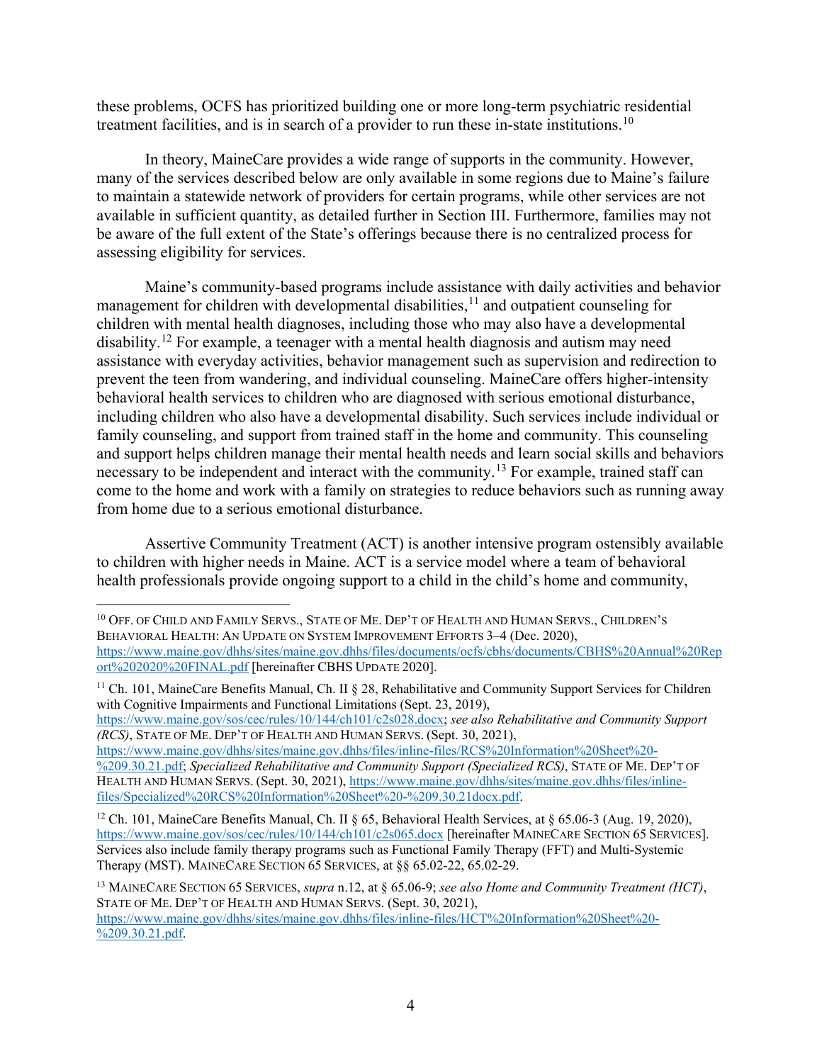these problems, OCFS has prioritized building one or more long-term psychiatric residential treatment facilities, and is in search of a provider to run these in-state institutions.[10]

In theory, MaineCare provides a wide range of supports in the community. However, many of the services described below are only available in some regions due to Maine's failure to maintain a statewide network of providers for certain programs, while other services are not available in sufficient quantity, as detailed further in Section III. Furthermore, families may not be aware of the full extent of the State's offerings because there is no centralized process for assessing eligibility for services.

Maine's community-based programs include assistance with daily activities and behavior management for children with developmental disabilities,[11] and outpatient counseling for children with mental health diagnoses, including those who may also have a developmental disability.[12] For example, a teenager with a mental health diagnosis and autism may need assistance with everyday activities, behavior management such as supervision and redirection to prevent the teen from wandering, and individual counseling. MaineCare offers higher-intensity behavioral health services to children who are diagnosed with serious emotional disturbance, including children who also have a developmental disability. Such services include individual or family counseling, and support from trained staff in the home and community. This counseling and support helps children manage their mental health needs and learn social skills and behaviors necessary to be independent and interact with the community.[13] For example, trained staff can come to the home and work with a family on strategies to reduce behaviors such as running away from home due to a serious emotional disturbance.

Assertive Community Treatment (ACT) is another intensive program ostensibly available to children with higher needs in Maine. ACT is a service model where a team of behavioral health professionals provide ongoing support to a child in the child's home and community,

---

[10] OFF. OF CHILD AND FAMILY SERVS., STATE OF ME. DEP'T OF HEALTH AND HUMAN SERVS., CHILDREN'S BEHAVIORAL HEALTH: AN UPDATE ON SYSTEM IMPROVEMENT EFFORTS 3–4 (Dec. 2020), https://www.maine.gov/dhhs/sites/maine.gov.dhhs/files/documents/ocfs/cbhs/documents/CBHS%20Annual%20Report%202020%20FINAL.pdf [hereinafter CBHS UPDATE 2020].

[11] Ch. 101, MaineCare Benefits Manual, Ch. II § 28, Rehabilitative and Community Support Services for Children with Cognitive Impairments and Functional Limitations (Sept. 23, 2019), https://www.maine.gov/sos/cec/rules/10/144/ch101/c2s028.docx; *see also Rehabilitative and Community Support (RCS)*, STATE OF ME. DEP'T OF HEALTH AND HUMAN SERVS. (Sept. 30, 2021), https://www.maine.gov/dhhs/sites/maine.gov.dhhs/files/inline-files/RCS%20Information%20Sheet%20-%209.30.21.pdf; *Specialized Rehabilitative and Community Support (Specialized RCS)*, STATE OF ME. DEP'T OF HEALTH AND HUMAN SERVS. (Sept. 30, 2021), https://www.maine.gov/dhhs/sites/maine.gov.dhhs/files/inline-files/Specialized%20RCS%20Information%20Sheet%20-%209.30.21docx.pdf.

[12] Ch. 101, MaineCare Benefits Manual, Ch. II § 65, Behavioral Health Services, at § 65.06-3 (Aug. 19, 2020), https://www.maine.gov/sos/cec/rules/10/144/ch101/c2s065.docx [hereinafter MAINECARE SECTION 65 SERVICES]. Services also include family therapy programs such as Functional Family Therapy (FFT) and Multi-Systemic Therapy (MST). MAINECARE SECTION 65 SERVICES, at §§ 65.02-22, 65.02-29.

[13] MAINECARE SECTION 65 SERVICES, *supra* n.12, at § 65.06-9; *see also Home and Community Treatment (HCT)*, STATE OF ME. DEP'T OF HEALTH AND HUMAN SERVS. (Sept. 30, 2021), https://www.maine.gov/dhhs/sites/maine.gov.dhhs/files/inline-files/HCT%20Information%20Sheet%20-%209.30.21.pdf.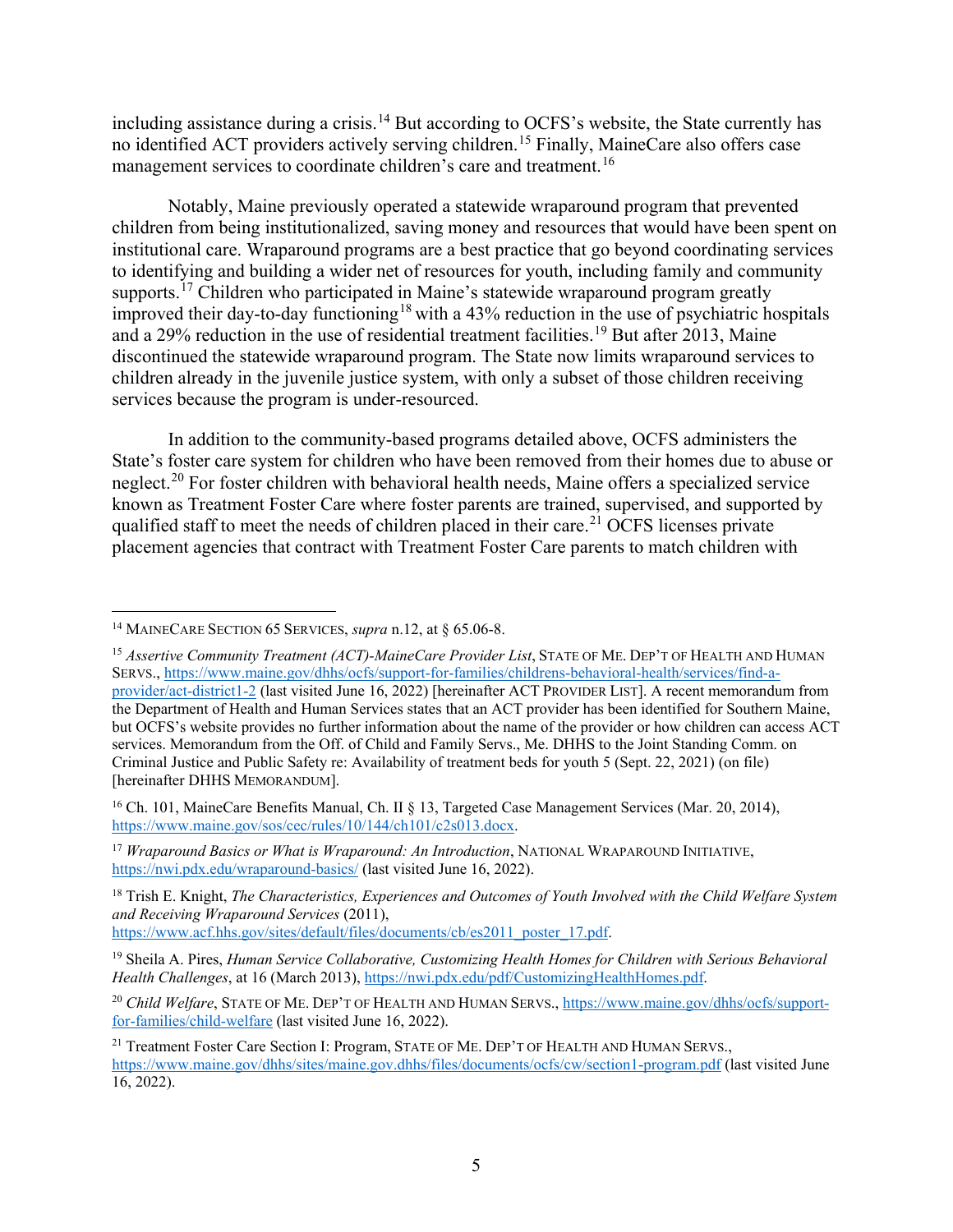including assistance during a crisis.[14] But according to OCFS's website, the State currently has no identified ACT providers actively serving children.[15] Finally, MaineCare also offers case management services to coordinate children's care and treatment.[16]

Notably, Maine previously operated a statewide wraparound program that prevented children from being institutionalized, saving money and resources that would have been spent on institutional care. Wraparound programs are a best practice that go beyond coordinating services to identifying and building a wider net of resources for youth, including family and community supports.[17] Children who participated in Maine's statewide wraparound program greatly improved their day-to-day functioning[18] with a 43% reduction in the use of psychiatric hospitals and a 29% reduction in the use of residential treatment facilities.[19] But after 2013, Maine discontinued the statewide wraparound program. The State now limits wraparound services to children already in the juvenile justice system, with only a subset of those children receiving services because the program is under-resourced.

In addition to the community-based programs detailed above, OCFS administers the State's foster care system for children who have been removed from their homes due to abuse or neglect.[20] For foster children with behavioral health needs, Maine offers a specialized service known as Treatment Foster Care where foster parents are trained, supervised, and supported by qualified staff to meet the needs of children placed in their care.[21] OCFS licenses private placement agencies that contract with Treatment Foster Care parents to match children with

---

[14] MAINECARE SECTION 65 SERVICES, *supra* n.12, at § 65.06-8.

[15] *Assertive Community Treatment (ACT)-MaineCare Provider List*, STATE OF ME. DEP'T OF HEALTH AND HUMAN SERVS., https://www.maine.gov/dhhs/ocfs/support-for-families/childrens-behavioral-health/services/find-a-provider/act-district1-2 (last visited June 16, 2022) [hereinafter ACT PROVIDER LIST]. A recent memorandum from the Department of Health and Human Services states that an ACT provider has been identified for Southern Maine, but OCFS's website provides no further information about the name of the provider or how children can access ACT services. Memorandum from the Off. of Child and Family Servs., Me. DHHS to the Joint Standing Comm. on Criminal Justice and Public Safety re: Availability of treatment beds for youth 5 (Sept. 22, 2021) (on file) [hereinafter DHHS MEMORANDUM].

[16] Ch. 101, MaineCare Benefits Manual, Ch. II § 13, Targeted Case Management Services (Mar. 20, 2014), https://www.maine.gov/sos/cec/rules/10/144/ch101/c2s013.docx.

[17] *Wraparound Basics or What is Wraparound: An Introduction*, NATIONAL WRAPAROUND INITIATIVE, https://nwi.pdx.edu/wraparound-basics/ (last visited June 16, 2022).

[18] Trish E. Knight, *The Characteristics, Experiences and Outcomes of Youth Involved with the Child Welfare System and Receiving Wraparound Services* (2011), https://www.acf.hhs.gov/sites/default/files/documents/cb/es2011_poster_17.pdf.

[19] Sheila A. Pires, *Human Service Collaborative, Customizing Health Homes for Children with Serious Behavioral Health Challenges*, at 16 (March 2013), https://nwi.pdx.edu/pdf/CustomizingHealthHomes.pdf.

[20] *Child Welfare*, STATE OF ME. DEP'T OF HEALTH AND HUMAN SERVS., https://www.maine.gov/dhhs/ocfs/support-for-families/child-welfare (last visited June 16, 2022).

[21] Treatment Foster Care Section I: Program, STATE OF ME. DEP'T OF HEALTH AND HUMAN SERVS., https://www.maine.gov/dhhs/sites/maine.gov.dhhs/files/documents/ocfs/cw/section1-program.pdf (last visited June 16, 2022).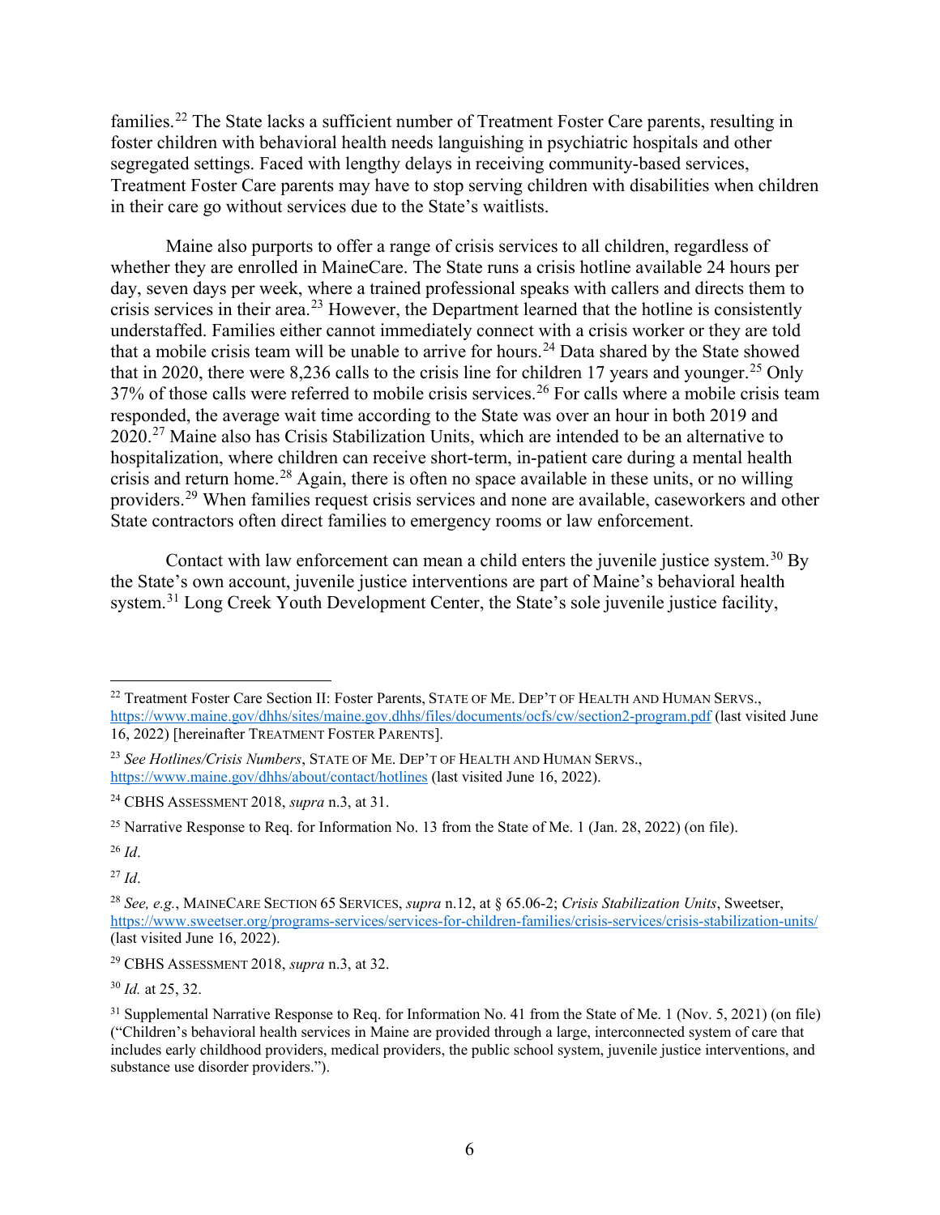families.[22] The State lacks a sufficient number of Treatment Foster Care parents, resulting in foster children with behavioral health needs languishing in psychiatric hospitals and other segregated settings. Faced with lengthy delays in receiving community-based services, Treatment Foster Care parents may have to stop serving children with disabilities when children in their care go without services due to the State's waitlists.

Maine also purports to offer a range of crisis services to all children, regardless of whether they are enrolled in MaineCare. The State runs a crisis hotline available 24 hours per day, seven days per week, where a trained professional speaks with callers and directs them to crisis services in their area.[23] However, the Department learned that the hotline is consistently understaffed. Families either cannot immediately connect with a crisis worker or they are told that a mobile crisis team will be unable to arrive for hours.[24] Data shared by the State showed that in 2020, there were 8,236 calls to the crisis line for children 17 years and younger.[25] Only 37% of those calls were referred to mobile crisis services.[26] For calls where a mobile crisis team responded, the average wait time according to the State was over an hour in both 2019 and 2020.[27] Maine also has Crisis Stabilization Units, which are intended to be an alternative to hospitalization, where children can receive short-term, in-patient care during a mental health crisis and return home.[28] Again, there is often no space available in these units, or no willing providers.[29] When families request crisis services and none are available, caseworkers and other State contractors often direct families to emergency rooms or law enforcement.

Contact with law enforcement can mean a child enters the juvenile justice system.[30] By the State's own account, juvenile justice interventions are part of Maine's behavioral health system.[31] Long Creek Youth Development Center, the State's sole juvenile justice facility,

---

[22] Treatment Foster Care Section II: Foster Parents, STATE OF ME. DEP'T OF HEALTH AND HUMAN SERVS., https://www.maine.gov/dhhs/sites/maine.gov.dhhs/files/documents/ocfs/cw/section2-program.pdf (last visited June 16, 2022) [hereinafter TREATMENT FOSTER PARENTS].

[23] *See Hotlines/Crisis Numbers*, STATE OF ME. DEP'T OF HEALTH AND HUMAN SERVS., https://www.maine.gov/dhhs/about/contact/hotlines (last visited June 16, 2022).

[24] CBHS ASSESSMENT 2018, *supra* n.3, at 31.

[25] Narrative Response to Req. for Information No. 13 from the State of Me. 1 (Jan. 28, 2022) (on file).

[26] *Id*.

[27] *Id*.

[28] *See, e.g.*, MAINECARE SECTION 65 SERVICES, *supra* n.12, at § 65.06-2; *Crisis Stabilization Units*, Sweetser, https://www.sweetser.org/programs-services/services-for-children-families/crisis-services/crisis-stabilization-units/ (last visited June 16, 2022).

[29] CBHS ASSESSMENT 2018, *supra* n.3, at 32.

[30] *Id.* at 25, 32.

[31] Supplemental Narrative Response to Req. for Information No. 41 from the State of Me. 1 (Nov. 5, 2021) (on file) ("Children's behavioral health services in Maine are provided through a large, interconnected system of care that includes early childhood providers, medical providers, the public school system, juvenile justice interventions, and substance use disorder providers.").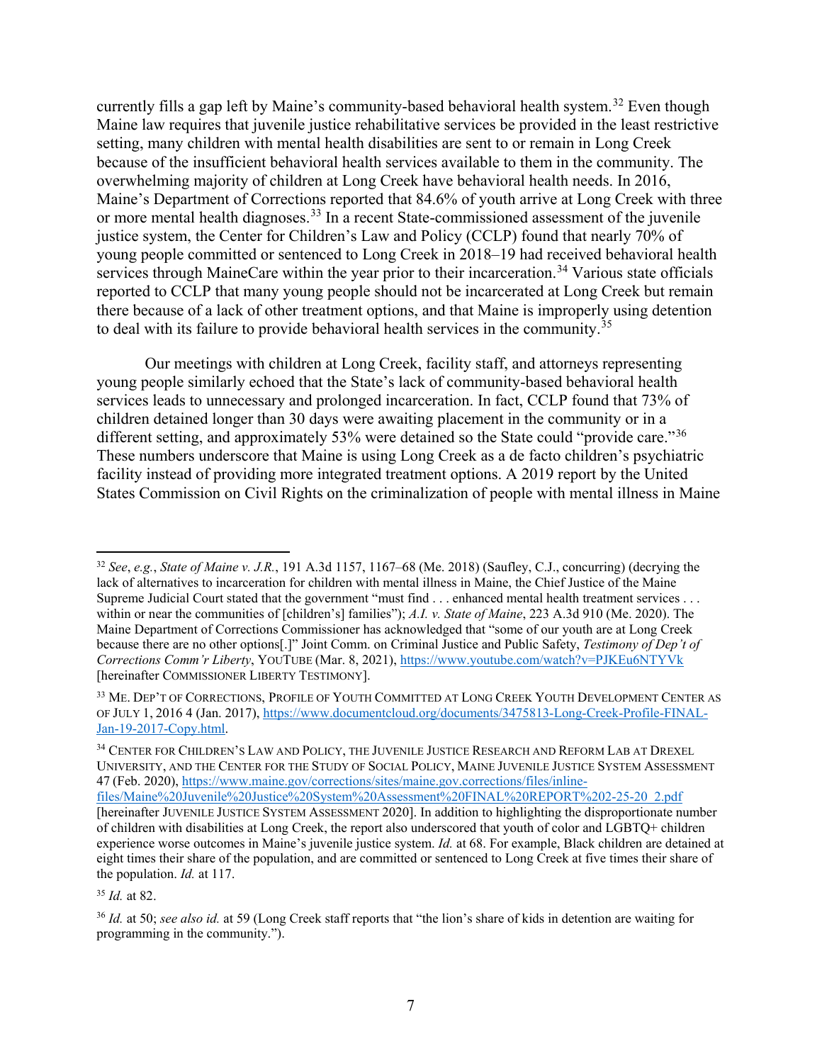currently fills a gap left by Maine's community-based behavioral health system.[32] Even though Maine law requires that juvenile justice rehabilitative services be provided in the least restrictive setting, many children with mental health disabilities are sent to or remain in Long Creek because of the insufficient behavioral health services available to them in the community. The overwhelming majority of children at Long Creek have behavioral health needs. In 2016, Maine's Department of Corrections reported that 84.6% of youth arrive at Long Creek with three or more mental health diagnoses.[33] In a recent State-commissioned assessment of the juvenile justice system, the Center for Children's Law and Policy (CCLP) found that nearly 70% of young people committed or sentenced to Long Creek in 2018–19 had received behavioral health services through MaineCare within the year prior to their incarceration.[34] Various state officials reported to CCLP that many young people should not be incarcerated at Long Creek but remain there because of a lack of other treatment options, and that Maine is improperly using detention to deal with its failure to provide behavioral health services in the community.[35]

Our meetings with children at Long Creek, facility staff, and attorneys representing young people similarly echoed that the State's lack of community-based behavioral health services leads to unnecessary and prolonged incarceration. In fact, CCLP found that 73% of children detained longer than 30 days were awaiting placement in the community or in a different setting, and approximately 53% were detained so the State could "provide care."[36] These numbers underscore that Maine is using Long Creek as a de facto children's psychiatric facility instead of providing more integrated treatment options. A 2019 report by the United States Commission on Civil Rights on the criminalization of people with mental illness in Maine

---

[32] *See*, *e.g.*, *State of Maine v. J.R.*, 191 A.3d 1157, 1167–68 (Me. 2018) (Saufley, C.J., concurring) (decrying the lack of alternatives to incarceration for children with mental illness in Maine, the Chief Justice of the Maine Supreme Judicial Court stated that the government "must find . . . enhanced mental health treatment services . . . within or near the communities of [children's] families"); *A.I. v. State of Maine*, 223 A.3d 910 (Me. 2020). The Maine Department of Corrections Commissioner has acknowledged that "some of our youth are at Long Creek because there are no other options[.]" Joint Comm. on Criminal Justice and Public Safety, *Testimony of Dep't of Corrections Comm'r Liberty*, YOUTUBE (Mar. 8, 2021), https://www.youtube.com/watch?v=PJKEu6NTYVk [hereinafter COMMISSIONER LIBERTY TESTIMONY].

[33] ME. DEP'T OF CORRECTIONS, PROFILE OF YOUTH COMMITTED AT LONG CREEK YOUTH DEVELOPMENT CENTER AS OF JULY 1, 2016 4 (Jan. 2017), https://www.documentcloud.org/documents/3475813-Long-Creek-Profile-FINAL-Jan-19-2017-Copy.html.

[34] CENTER FOR CHILDREN'S LAW AND POLICY, THE JUVENILE JUSTICE RESEARCH AND REFORM LAB AT DREXEL UNIVERSITY, AND THE CENTER FOR THE STUDY OF SOCIAL POLICY, MAINE JUVENILE JUSTICE SYSTEM ASSESSMENT 47 (Feb. 2020), https://www.maine.gov/corrections/sites/maine.gov.corrections/files/inline-files/Maine%20Juvenile%20Justice%20System%20Assessment%20FINAL%20REPORT%202-25-20_2.pdf [hereinafter JUVENILE JUSTICE SYSTEM ASSESSMENT 2020]. In addition to highlighting the disproportionate number of children with disabilities at Long Creek, the report also underscored that youth of color and LGBTQ+ children experience worse outcomes in Maine's juvenile justice system. *Id.* at 68. For example, Black children are detained at eight times their share of the population, and are committed or sentenced to Long Creek at five times their share of the population. *Id.* at 117.

[35] *Id.* at 82.

[36] *Id.* at 50; *see also id.* at 59 (Long Creek staff reports that "the lion's share of kids in detention are waiting for programming in the community.").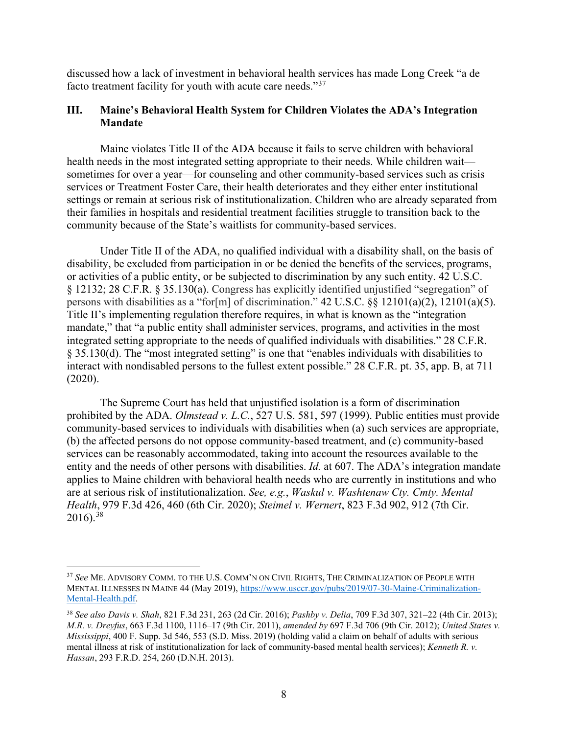discussed how a lack of investment in behavioral health services has made Long Creek "a de facto treatment facility for youth with acute care needs."[37]

## III. Maine's Behavioral Health System for Children Violates the ADA's Integration Mandate

Maine violates Title II of the ADA because it fails to serve children with behavioral health needs in the most integrated setting appropriate to their needs. While children wait—sometimes for over a year—for counseling and other community-based services such as crisis services or Treatment Foster Care, their health deteriorates and they either enter institutional settings or remain at serious risk of institutionalization. Children who are already separated from their families in hospitals and residential treatment facilities struggle to transition back to the community because of the State's waitlists for community-based services.

Under Title II of the ADA, no qualified individual with a disability shall, on the basis of disability, be excluded from participation in or be denied the benefits of the services, programs, or activities of a public entity, or be subjected to discrimination by any such entity. 42 U.S.C. § 12132; 28 C.F.R. § 35.130(a). Congress has explicitly identified unjustified "segregation" of persons with disabilities as a "for[m] of discrimination." 42 U.S.C. §§ 12101(a)(2), 12101(a)(5). Title II's implementing regulation therefore requires, in what is known as the "integration mandate," that "a public entity shall administer services, programs, and activities in the most integrated setting appropriate to the needs of qualified individuals with disabilities." 28 C.F.R. § 35.130(d). The "most integrated setting" is one that "enables individuals with disabilities to interact with nondisabled persons to the fullest extent possible." 28 C.F.R. pt. 35, app. B, at 711 (2020).

The Supreme Court has held that unjustified isolation is a form of discrimination prohibited by the ADA. *Olmstead v. L.C.*, 527 U.S. 581, 597 (1999). Public entities must provide community-based services to individuals with disabilities when (a) such services are appropriate, (b) the affected persons do not oppose community-based treatment, and (c) community-based services can be reasonably accommodated, taking into account the resources available to the entity and the needs of other persons with disabilities. *Id.* at 607. The ADA's integration mandate applies to Maine children with behavioral health needs who are currently in institutions and who are at serious risk of institutionalization. *See, e.g.*, *Waskul v. Washtenaw Cty. Cmty. Mental Health*, 979 F.3d 426, 460 (6th Cir. 2020); *Steimel v. Wernert*, 823 F.3d 902, 912 (7th Cir. 2016).[38]

---

[37] *See* ME. ADVISORY COMM. TO THE U.S. COMM'N ON CIVIL RIGHTS, THE CRIMINALIZATION OF PEOPLE WITH MENTAL ILLNESSES IN MAINE 44 (May 2019), https://www.usccr.gov/pubs/2019/07-30-Maine-Criminalization-Mental-Health.pdf.

[38] *See also Davis v. Shah*, 821 F.3d 231, 263 (2d Cir. 2016); *Pashby v. Delia*, 709 F.3d 307, 321–22 (4th Cir. 2013); *M.R. v. Dreyfus*, 663 F.3d 1100, 1116–17 (9th Cir. 2011), *amended by* 697 F.3d 706 (9th Cir. 2012); *United States v. Mississippi*, 400 F. Supp. 3d 546, 553 (S.D. Miss. 2019) (holding valid a claim on behalf of adults with serious mental illness at risk of institutionalization for lack of community-based mental health services); *Kenneth R. v. Hassan*, 293 F.R.D. 254, 260 (D.N.H. 2013).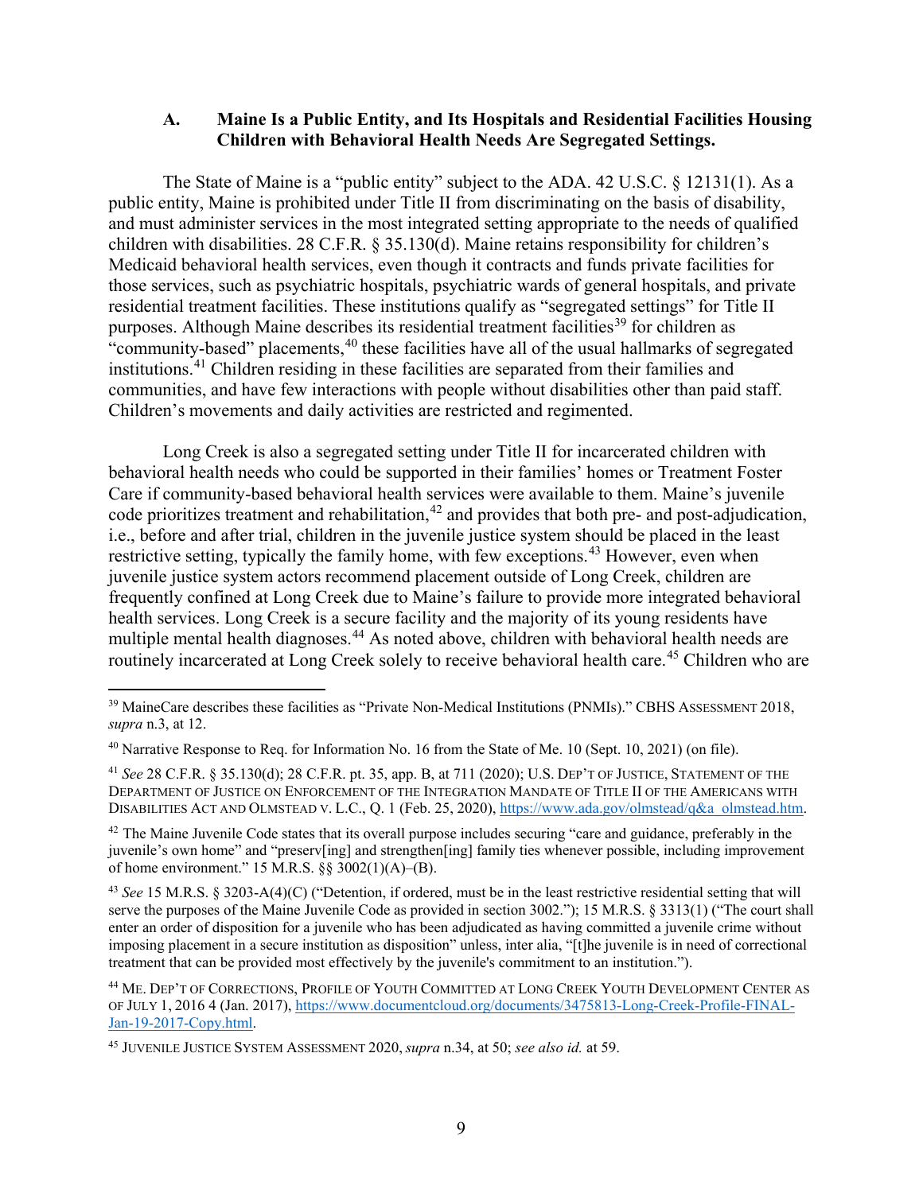### A. Maine Is a Public Entity, and Its Hospitals and Residential Facilities Housing Children with Behavioral Health Needs Are Segregated Settings.

The State of Maine is a "public entity" subject to the ADA. 42 U.S.C. § 12131(1). As a public entity, Maine is prohibited under Title II from discriminating on the basis of disability, and must administer services in the most integrated setting appropriate to the needs of qualified children with disabilities. 28 C.F.R. § 35.130(d). Maine retains responsibility for children's Medicaid behavioral health services, even though it contracts and funds private facilities for those services, such as psychiatric hospitals, psychiatric wards of general hospitals, and private residential treatment facilities. These institutions qualify as "segregated settings" for Title II purposes. Although Maine describes its residential treatment facilities[39] for children as "community-based" placements,[40] these facilities have all of the usual hallmarks of segregated institutions.[41] Children residing in these facilities are separated from their families and communities, and have few interactions with people without disabilities other than paid staff. Children's movements and daily activities are restricted and regimented.

Long Creek is also a segregated setting under Title II for incarcerated children with behavioral health needs who could be supported in their families' homes or Treatment Foster Care if community-based behavioral health services were available to them. Maine's juvenile code prioritizes treatment and rehabilitation,[42] and provides that both pre- and post-adjudication, i.e., before and after trial, children in the juvenile justice system should be placed in the least restrictive setting, typically the family home, with few exceptions.[43] However, even when juvenile justice system actors recommend placement outside of Long Creek, children are frequently confined at Long Creek due to Maine's failure to provide more integrated behavioral health services. Long Creek is a secure facility and the majority of its young residents have multiple mental health diagnoses.[44] As noted above, children with behavioral health needs are routinely incarcerated at Long Creek solely to receive behavioral health care.[45] Children who are

---

[39] MaineCare describes these facilities as "Private Non-Medical Institutions (PNMIs)." CBHS ASSESSMENT 2018, *supra* n.3, at 12.

[40] Narrative Response to Req. for Information No. 16 from the State of Me. 10 (Sept. 10, 2021) (on file).

[41] *See* 28 C.F.R. § 35.130(d); 28 C.F.R. pt. 35, app. B, at 711 (2020); U.S. DEP'T OF JUSTICE, STATEMENT OF THE DEPARTMENT OF JUSTICE ON ENFORCEMENT OF THE INTEGRATION MANDATE OF TITLE II OF THE AMERICANS WITH DISABILITIES ACT AND OLMSTEAD V. L.C., Q. 1 (Feb. 25, 2020), https://www.ada.gov/olmstead/q&a_olmstead.htm.

[42] The Maine Juvenile Code states that its overall purpose includes securing "care and guidance, preferably in the juvenile's own home" and "preserv[ing] and strengthen[ing] family ties whenever possible, including improvement of home environment." 15 M.R.S. §§ 3002(1)(A)–(B).

[43] *See* 15 M.R.S. § 3203-A(4)(C) ("Detention, if ordered, must be in the least restrictive residential setting that will serve the purposes of the Maine Juvenile Code as provided in section 3002."); 15 M.R.S. § 3313(1) ("The court shall enter an order of disposition for a juvenile who has been adjudicated as having committed a juvenile crime without imposing placement in a secure institution as disposition" unless, inter alia, "[t]he juvenile is in need of correctional treatment that can be provided most effectively by the juvenile's commitment to an institution.").

[44] ME. DEP'T OF CORRECTIONS, PROFILE OF YOUTH COMMITTED AT LONG CREEK YOUTH DEVELOPMENT CENTER AS OF JULY 1, 2016 4 (Jan. 2017), https://www.documentcloud.org/documents/3475813-Long-Creek-Profile-FINAL-Jan-19-2017-Copy.html.

[45] JUVENILE JUSTICE SYSTEM ASSESSMENT 2020, *supra* n.34, at 50; *see also id.* at 59.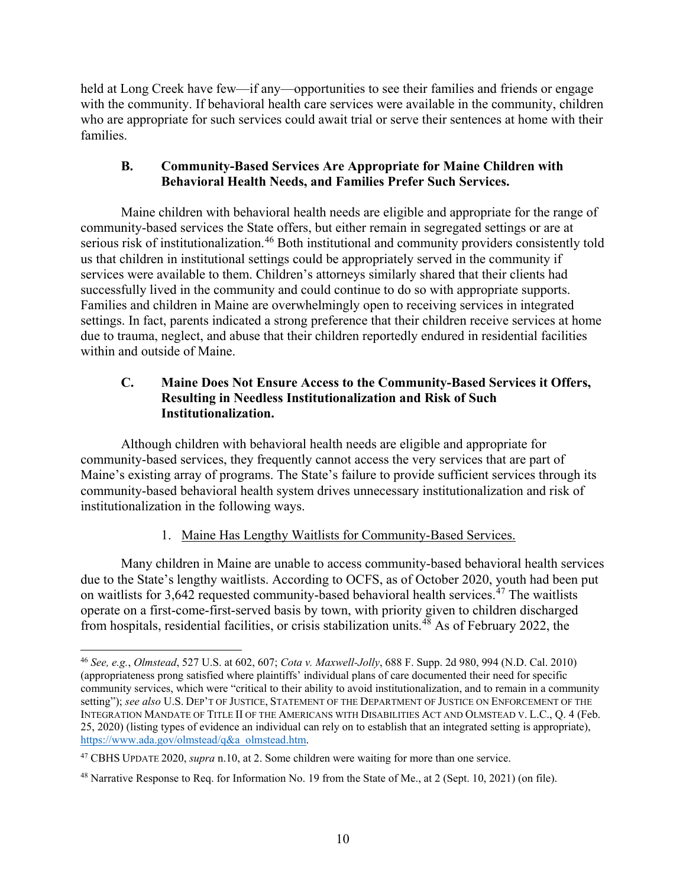held at Long Creek have few—if any—opportunities to see their families and friends or engage with the community. If behavioral health care services were available in the community, children who are appropriate for such services could await trial or serve their sentences at home with their families.

### B. Community-Based Services Are Appropriate for Maine Children with Behavioral Health Needs, and Families Prefer Such Services.

Maine children with behavioral health needs are eligible and appropriate for the range of community-based services the State offers, but either remain in segregated settings or are at serious risk of institutionalization.[46] Both institutional and community providers consistently told us that children in institutional settings could be appropriately served in the community if services were available to them. Children's attorneys similarly shared that their clients had successfully lived in the community and could continue to do so with appropriate supports. Families and children in Maine are overwhelmingly open to receiving services in integrated settings. In fact, parents indicated a strong preference that their children receive services at home due to trauma, neglect, and abuse that their children reportedly endured in residential facilities within and outside of Maine.

### C. Maine Does Not Ensure Access to the Community-Based Services it Offers, Resulting in Needless Institutionalization and Risk of Such Institutionalization.

Although children with behavioral health needs are eligible and appropriate for community-based services, they frequently cannot access the very services that are part of Maine's existing array of programs. The State's failure to provide sufficient services through its community-based behavioral health system drives unnecessary institutionalization and risk of institutionalization in the following ways.

#### 1. Maine Has Lengthy Waitlists for Community-Based Services.

Many children in Maine are unable to access community-based behavioral health services due to the State's lengthy waitlists. According to OCFS, as of October 2020, youth had been put on waitlists for 3,642 requested community-based behavioral health services.[47] The waitlists operate on a first-come-first-served basis by town, with priority given to children discharged from hospitals, residential facilities, or crisis stabilization units.[48] As of February 2022, the

---

[46] *See, e.g.*, *Olmstead*, 527 U.S. at 602, 607; *Cota v. Maxwell-Jolly*, 688 F. Supp. 2d 980, 994 (N.D. Cal. 2010) (appropriateness prong satisfied where plaintiffs' individual plans of care documented their need for specific community services, which were "critical to their ability to avoid institutionalization, and to remain in a community setting"); *see also* U.S. DEP'T OF JUSTICE, STATEMENT OF THE DEPARTMENT OF JUSTICE ON ENFORCEMENT OF THE INTEGRATION MANDATE OF TITLE II OF THE AMERICANS WITH DISABILITIES ACT AND OLMSTEAD V. L.C., Q. 4 (Feb. 25, 2020) (listing types of evidence an individual can rely on to establish that an integrated setting is appropriate), https://www.ada.gov/olmstead/q&a_olmstead.htm.

[47] CBHS UPDATE 2020, *supra* n.10, at 2. Some children were waiting for more than one service.

[48] Narrative Response to Req. for Information No. 19 from the State of Me., at 2 (Sept. 10, 2021) (on file).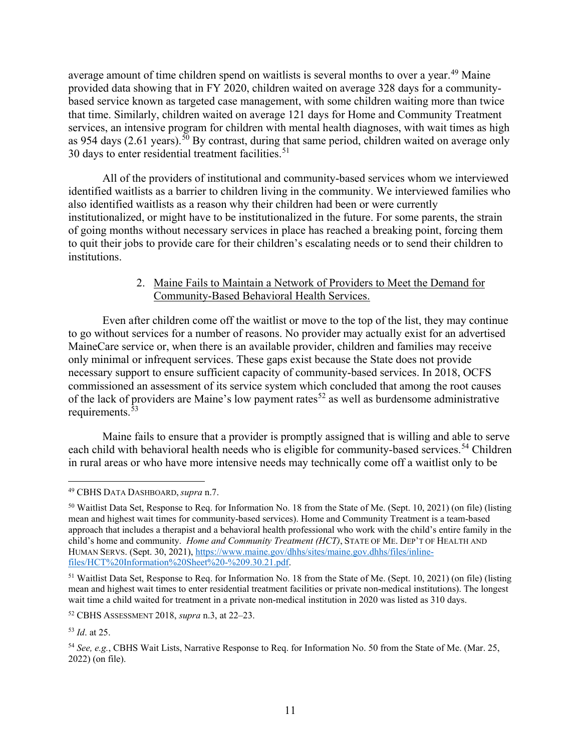average amount of time children spend on waitlists is several months to over a year.[49] Maine provided data showing that in FY 2020, children waited on average 328 days for a community-based service known as targeted case management, with some children waiting more than twice that time. Similarly, children waited on average 121 days for Home and Community Treatment services, an intensive program for children with mental health diagnoses, with wait times as high as 954 days (2.61 years).[50] By contrast, during that same period, children waited on average only 30 days to enter residential treatment facilities.[51]

All of the providers of institutional and community-based services whom we interviewed identified waitlists as a barrier to children living in the community. We interviewed families who also identified waitlists as a reason why their children had been or were currently institutionalized, or might have to be institutionalized in the future. For some parents, the strain of going months without necessary services in place has reached a breaking point, forcing them to quit their jobs to provide care for their children's escalating needs or to send their children to institutions.

2. Maine Fails to Maintain a Network of Providers to Meet the Demand for Community-Based Behavioral Health Services.

Even after children come off the waitlist or move to the top of the list, they may continue to go without services for a number of reasons. No provider may actually exist for an advertised MaineCare service or, when there is an available provider, children and families may receive only minimal or infrequent services. These gaps exist because the State does not provide necessary support to ensure sufficient capacity of community-based services. In 2018, OCFS commissioned an assessment of its service system which concluded that among the root causes of the lack of providers are Maine's low payment rates[52] as well as burdensome administrative requirements.[53]

Maine fails to ensure that a provider is promptly assigned that is willing and able to serve each child with behavioral health needs who is eligible for community-based services.[54] Children in rural areas or who have more intensive needs may technically come off a waitlist only to be

---

[49] CBHS DATA DASHBOARD, *supra* n.7.

[50] Waitlist Data Set, Response to Req. for Information No. 18 from the State of Me. (Sept. 10, 2021) (on file) (listing mean and highest wait times for community-based services). Home and Community Treatment is a team-based approach that includes a therapist and a behavioral health professional who work with the child's entire family in the child's home and community. *Home and Community Treatment (HCT)*, STATE OF ME. DEP'T OF HEALTH AND HUMAN SERVS. (Sept. 30, 2021), https://www.maine.gov/dhhs/sites/maine.gov.dhhs/files/inline-files/HCT%20Information%20Sheet%20-%209.30.21.pdf.

[51] Waitlist Data Set, Response to Req. for Information No. 18 from the State of Me. (Sept. 10, 2021) (on file) (listing mean and highest wait times to enter residential treatment facilities or private non-medical institutions). The longest wait time a child waited for treatment in a private non-medical institution in 2020 was listed as 310 days.

[52] CBHS ASSESSMENT 2018, *supra* n.3, at 22–23.

[53] *Id*. at 25.

[54] *See, e.g.*, CBHS Wait Lists, Narrative Response to Req. for Information No. 50 from the State of Me. (Mar. 25, 2022) (on file).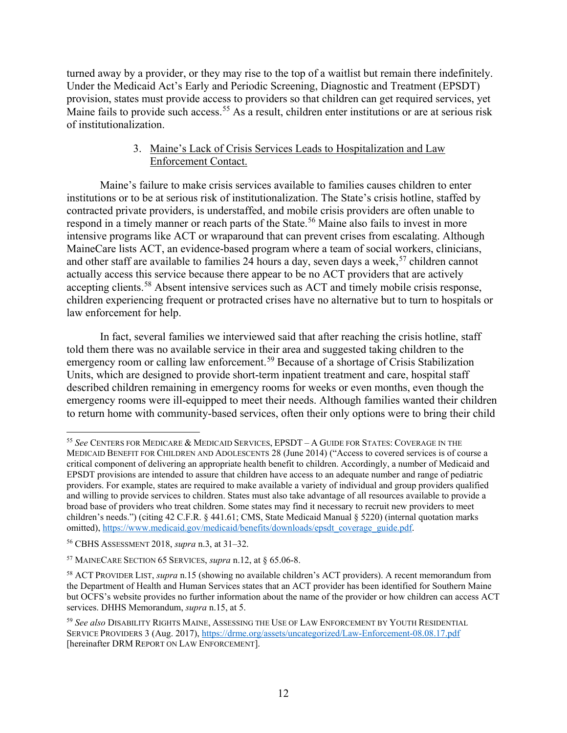turned away by a provider, or they may rise to the top of a waitlist but remain there indefinitely. Under the Medicaid Act's Early and Periodic Screening, Diagnostic and Treatment (EPSDT) provision, states must provide access to providers so that children can get required services, yet Maine fails to provide such access.[55] As a result, children enter institutions or are at serious risk of institutionalization.

### 3. Maine's Lack of Crisis Services Leads to Hospitalization and Law Enforcement Contact.

Maine's failure to make crisis services available to families causes children to enter institutions or to be at serious risk of institutionalization. The State's crisis hotline, staffed by contracted private providers, is understaffed, and mobile crisis providers are often unable to respond in a timely manner or reach parts of the State.[56] Maine also fails to invest in more intensive programs like ACT or wraparound that can prevent crises from escalating. Although MaineCare lists ACT, an evidence-based program where a team of social workers, clinicians, and other staff are available to families 24 hours a day, seven days a week,[57] children cannot actually access this service because there appear to be no ACT providers that are actively accepting clients.[58] Absent intensive services such as ACT and timely mobile crisis response, children experiencing frequent or protracted crises have no alternative but to turn to hospitals or law enforcement for help.

In fact, several families we interviewed said that after reaching the crisis hotline, staff told them there was no available service in their area and suggested taking children to the emergency room or calling law enforcement.[59] Because of a shortage of Crisis Stabilization Units, which are designed to provide short-term inpatient treatment and care, hospital staff described children remaining in emergency rooms for weeks or even months, even though the emergency rooms were ill-equipped to meet their needs. Although families wanted their children to return home with community-based services, often their only options were to bring their child

---

[55] *See* CENTERS FOR MEDICARE & MEDICAID SERVICES, EPSDT – A GUIDE FOR STATES: COVERAGE IN THE MEDICAID BENEFIT FOR CHILDREN AND ADOLESCENTS 28 (June 2014) ("Access to covered services is of course a critical component of delivering an appropriate health benefit to children. Accordingly, a number of Medicaid and EPSDT provisions are intended to assure that children have access to an adequate number and range of pediatric providers. For example, states are required to make available a variety of individual and group providers qualified and willing to provide services to children. States must also take advantage of all resources available to provide a broad base of providers who treat children. Some states may find it necessary to recruit new providers to meet children's needs.") (citing 42 C.F.R. § 441.61; CMS, State Medicaid Manual § 5220) (internal quotation marks omitted), https://www.medicaid.gov/medicaid/benefits/downloads/epsdt_coverage_guide.pdf.

[56] CBHS ASSESSMENT 2018, *supra* n.3, at 31–32.

[57] MAINECARE SECTION 65 SERVICES, *supra* n.12, at § 65.06-8.

[58] ACT PROVIDER LIST, *supra* n.15 (showing no available children's ACT providers). A recent memorandum from the Department of Health and Human Services states that an ACT provider has been identified for Southern Maine but OCFS's website provides no further information about the name of the provider or how children can access ACT services. DHHS Memorandum, *supra* n.15, at 5.

[59] *See also* DISABILITY RIGHTS MAINE, ASSESSING THE USE OF LAW ENFORCEMENT BY YOUTH RESIDENTIAL SERVICE PROVIDERS 3 (Aug. 2017), https://drme.org/assets/uncategorized/Law-Enforcement-08.08.17.pdf [hereinafter DRM REPORT ON LAW ENFORCEMENT].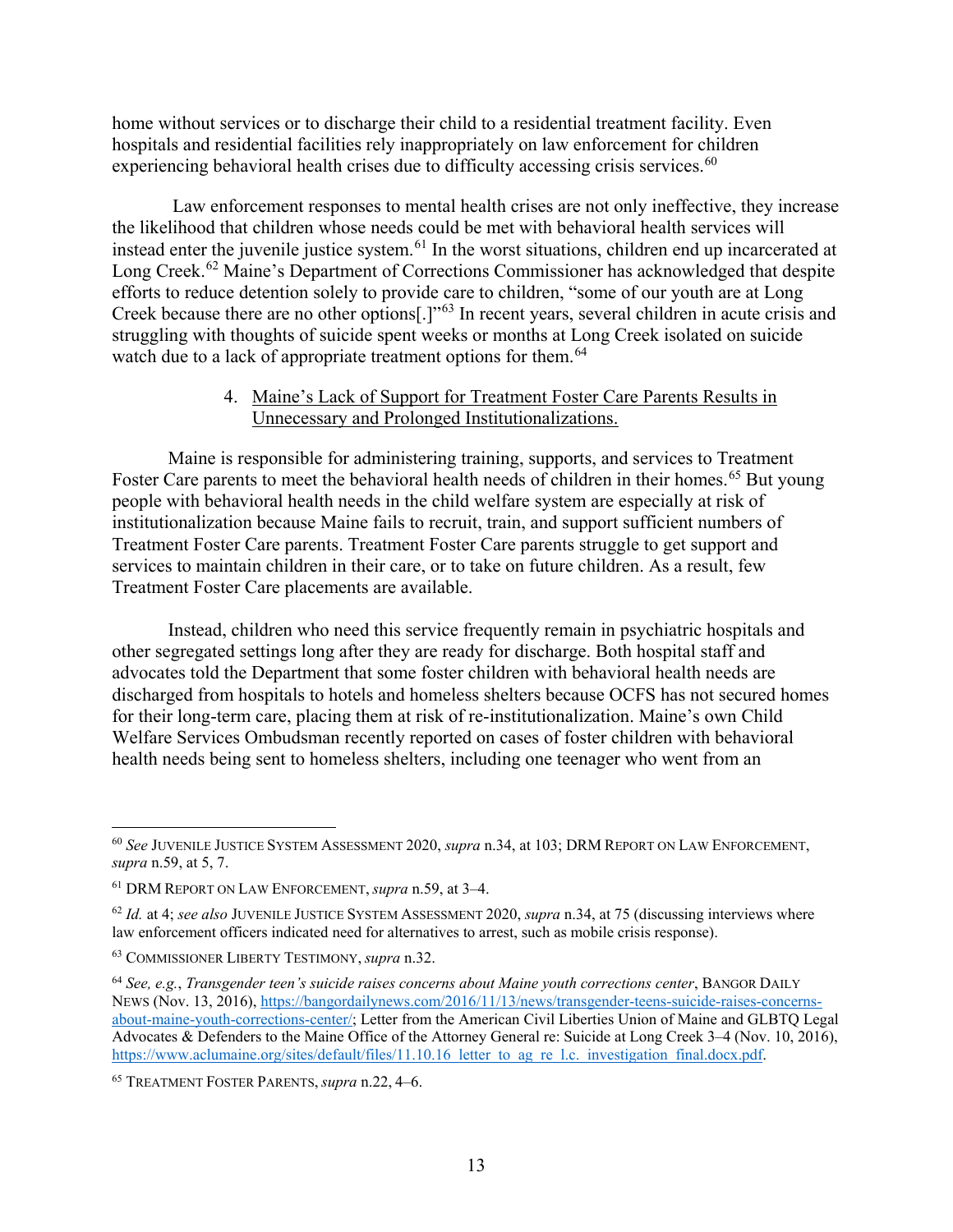home without services or to discharge their child to a residential treatment facility. Even hospitals and residential facilities rely inappropriately on law enforcement for children experiencing behavioral health crises due to difficulty accessing crisis services.[60]

Law enforcement responses to mental health crises are not only ineffective, they increase the likelihood that children whose needs could be met with behavioral health services will instead enter the juvenile justice system.[61] In the worst situations, children end up incarcerated at Long Creek.[62] Maine's Department of Corrections Commissioner has acknowledged that despite efforts to reduce detention solely to provide care to children, "some of our youth are at Long Creek because there are no other options[.]"[63] In recent years, several children in acute crisis and struggling with thoughts of suicide spent weeks or months at Long Creek isolated on suicide watch due to a lack of appropriate treatment options for them.[64]

4. <u>Maine's Lack of Support for Treatment Foster Care Parents Results in Unnecessary and Prolonged Institutionalizations.</u>

Maine is responsible for administering training, supports, and services to Treatment Foster Care parents to meet the behavioral health needs of children in their homes.[65] But young people with behavioral health needs in the child welfare system are especially at risk of institutionalization because Maine fails to recruit, train, and support sufficient numbers of Treatment Foster Care parents. Treatment Foster Care parents struggle to get support and services to maintain children in their care, or to take on future children. As a result, few Treatment Foster Care placements are available.

Instead, children who need this service frequently remain in psychiatric hospitals and other segregated settings long after they are ready for discharge. Both hospital staff and advocates told the Department that some foster children with behavioral health needs are discharged from hospitals to hotels and homeless shelters because OCFS has not secured homes for their long-term care, placing them at risk of re-institutionalization. Maine's own Child Welfare Services Ombudsman recently reported on cases of foster children with behavioral health needs being sent to homeless shelters, including one teenager who went from an

---

[60] *See* JUVENILE JUSTICE SYSTEM ASSESSMENT 2020, *supra* n.34, at 103; DRM REPORT ON LAW ENFORCEMENT, *supra* n.59, at 5, 7.

[61] DRM REPORT ON LAW ENFORCEMENT, *supra* n.59, at 3–4.

[62] *Id.* at 4; *see also* JUVENILE JUSTICE SYSTEM ASSESSMENT 2020, *supra* n.34, at 75 (discussing interviews where law enforcement officers indicated need for alternatives to arrest, such as mobile crisis response).

[63] COMMISSIONER LIBERTY TESTIMONY, *supra* n.32.

[64] *See, e.g.*, *Transgender teen's suicide raises concerns about Maine youth corrections center*, BANGOR DAILY NEWS (Nov. 13, 2016), https://bangordailynews.com/2016/11/13/news/transgender-teens-suicide-raises-concerns-about-maine-youth-corrections-center/; Letter from the American Civil Liberties Union of Maine and GLBTQ Legal Advocates & Defenders to the Maine Office of the Attorney General re: Suicide at Long Creek 3–4 (Nov. 10, 2016), https://www.aclumaine.org/sites/default/files/11.10.16_letter_to_ag_re_l.c._investigation_final.docx.pdf.

[65] TREATMENT FOSTER PARENTS, *supra* n.22, 4–6.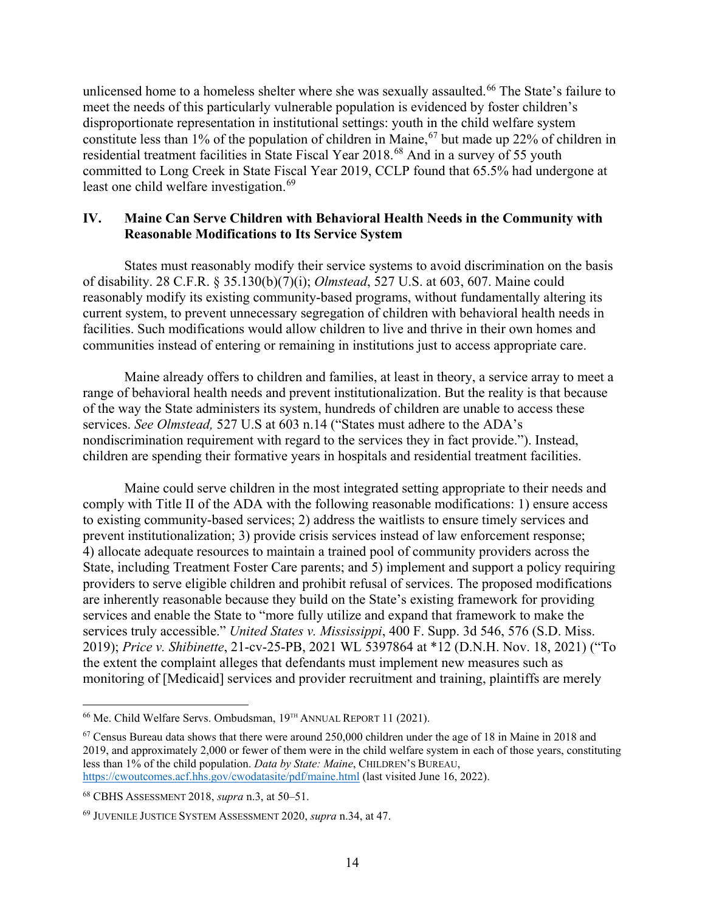unlicensed home to a homeless shelter where she was sexually assaulted.[66] The State's failure to meet the needs of this particularly vulnerable population is evidenced by foster children's disproportionate representation in institutional settings: youth in the child welfare system constitute less than 1% of the population of children in Maine,[67] but made up 22% of children in residential treatment facilities in State Fiscal Year 2018.[68] And in a survey of 55 youth committed to Long Creek in State Fiscal Year 2019, CCLP found that 65.5% had undergone at least one child welfare investigation.[69]

## IV. Maine Can Serve Children with Behavioral Health Needs in the Community with Reasonable Modifications to Its Service System

States must reasonably modify their service systems to avoid discrimination on the basis of disability. 28 C.F.R. § 35.130(b)(7)(i); *Olmstead*, 527 U.S. at 603, 607. Maine could reasonably modify its existing community-based programs, without fundamentally altering its current system, to prevent unnecessary segregation of children with behavioral health needs in facilities. Such modifications would allow children to live and thrive in their own homes and communities instead of entering or remaining in institutions just to access appropriate care.

Maine already offers to children and families, at least in theory, a service array to meet a range of behavioral health needs and prevent institutionalization. But the reality is that because of the way the State administers its system, hundreds of children are unable to access these services. *See Olmstead,* 527 U.S at 603 n.14 ("States must adhere to the ADA's nondiscrimination requirement with regard to the services they in fact provide."). Instead, children are spending their formative years in hospitals and residential treatment facilities.

Maine could serve children in the most integrated setting appropriate to their needs and comply with Title II of the ADA with the following reasonable modifications: 1) ensure access to existing community-based services; 2) address the waitlists to ensure timely services and prevent institutionalization; 3) provide crisis services instead of law enforcement response; 4) allocate adequate resources to maintain a trained pool of community providers across the State, including Treatment Foster Care parents; and 5) implement and support a policy requiring providers to serve eligible children and prohibit refusal of services. The proposed modifications are inherently reasonable because they build on the State's existing framework for providing services and enable the State to "more fully utilize and expand that framework to make the services truly accessible." *United States v. Mississippi*, 400 F. Supp. 3d 546, 576 (S.D. Miss. 2019); *Price v. Shibinette*, 21-cv-25-PB, 2021 WL 5397864 at *12 (D.N.H. Nov. 18, 2021) ("To the extent the complaint alleges that defendants must implement new measures such as monitoring of [Medicaid] services and provider recruitment and training, plaintiffs are merely

---

[66] Me. Child Welfare Servs. Ombudsman, 19TH ANNUAL REPORT 11 (2021).

[67] Census Bureau data shows that there were around 250,000 children under the age of 18 in Maine in 2018 and 2019, and approximately 2,000 or fewer of them were in the child welfare system in each of those years, constituting less than 1% of the child population. *Data by State: Maine*, CHILDREN'S BUREAU, https://cwoutcomes.acf.hhs.gov/cwodatasite/pdf/maine.html (last visited June 16, 2022).

[68] CBHS ASSESSMENT 2018, *supra* n.3, at 50–51.

[69] JUVENILE JUSTICE SYSTEM ASSESSMENT 2020, *supra* n.34, at 47.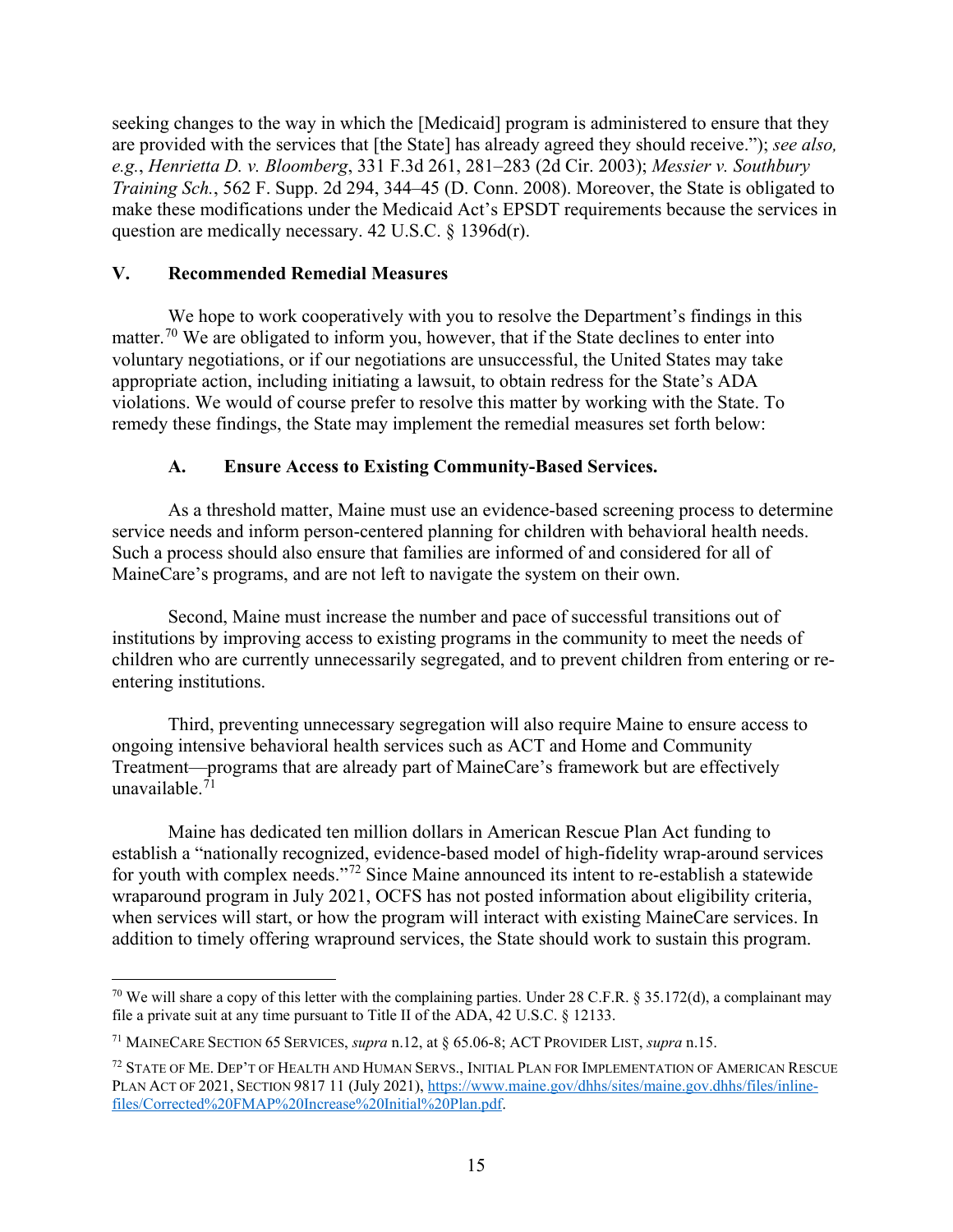seeking changes to the way in which the [Medicaid] program is administered to ensure that they are provided with the services that [the State] has already agreed they should receive."); *see also, e.g.*, *Henrietta D. v. Bloomberg*, 331 F.3d 261, 281–283 (2d Cir. 2003); *Messier v. Southbury Training Sch.*, 562 F. Supp. 2d 294, 344–45 (D. Conn. 2008). Moreover, the State is obligated to make these modifications under the Medicaid Act's EPSDT requirements because the services in question are medically necessary. 42 U.S.C. § 1396d(r).

## V. Recommended Remedial Measures

We hope to work cooperatively with you to resolve the Department's findings in this matter.[70] We are obligated to inform you, however, that if the State declines to enter into voluntary negotiations, or if our negotiations are unsuccessful, the United States may take appropriate action, including initiating a lawsuit, to obtain redress for the State's ADA violations. We would of course prefer to resolve this matter by working with the State. To remedy these findings, the State may implement the remedial measures set forth below:

### A. Ensure Access to Existing Community-Based Services.

As a threshold matter, Maine must use an evidence-based screening process to determine service needs and inform person-centered planning for children with behavioral health needs. Such a process should also ensure that families are informed of and considered for all of MaineCare's programs, and are not left to navigate the system on their own.

Second, Maine must increase the number and pace of successful transitions out of institutions by improving access to existing programs in the community to meet the needs of children who are currently unnecessarily segregated, and to prevent children from entering or re-entering institutions.

Third, preventing unnecessary segregation will also require Maine to ensure access to ongoing intensive behavioral health services such as ACT and Home and Community Treatment—programs that are already part of MaineCare's framework but are effectively unavailable.[71]

Maine has dedicated ten million dollars in American Rescue Plan Act funding to establish a "nationally recognized, evidence-based model of high-fidelity wrap-around services for youth with complex needs."[72] Since Maine announced its intent to re-establish a statewide wraparound program in July 2021, OCFS has not posted information about eligibility criteria, when services will start, or how the program will interact with existing MaineCare services. In addition to timely offering wrapround services, the State should work to sustain this program.

---

[70] We will share a copy of this letter with the complaining parties. Under 28 C.F.R. § 35.172(d), a complainant may file a private suit at any time pursuant to Title II of the ADA, 42 U.S.C. § 12133.

[71] MAINECARE SECTION 65 SERVICES, *supra* n.12, at § 65.06-8; ACT PROVIDER LIST, *supra* n.15.

[72] STATE OF ME. DEP'T OF HEALTH AND HUMAN SERVS., INITIAL PLAN FOR IMPLEMENTATION OF AMERICAN RESCUE PLAN ACT OF 2021, SECTION 9817 11 (July 2021), https://www.maine.gov/dhhs/sites/maine.gov.dhhs/files/inline-files/Corrected%20FMAP%20Increase%20Initial%20Plan.pdf.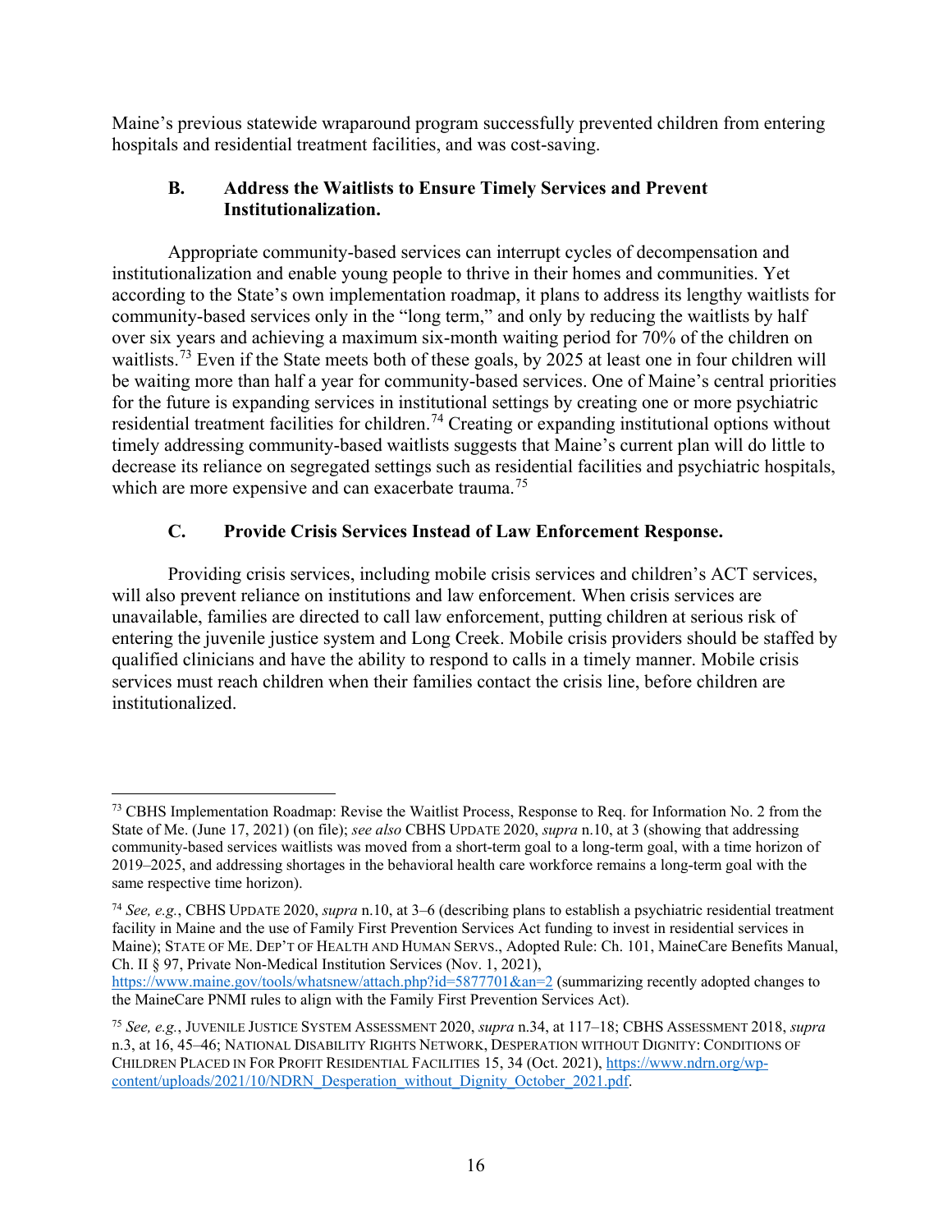Maine's previous statewide wraparound program successfully prevented children from entering hospitals and residential treatment facilities, and was cost-saving.

### B. Address the Waitlists to Ensure Timely Services and Prevent Institutionalization.

Appropriate community-based services can interrupt cycles of decompensation and institutionalization and enable young people to thrive in their homes and communities. Yet according to the State's own implementation roadmap, it plans to address its lengthy waitlists for community-based services only in the "long term," and only by reducing the waitlists by half over six years and achieving a maximum six-month waiting period for 70% of the children on waitlists.[73] Even if the State meets both of these goals, by 2025 at least one in four children will be waiting more than half a year for community-based services. One of Maine's central priorities for the future is expanding services in institutional settings by creating one or more psychiatric residential treatment facilities for children.[74] Creating or expanding institutional options without timely addressing community-based waitlists suggests that Maine's current plan will do little to decrease its reliance on segregated settings such as residential facilities and psychiatric hospitals, which are more expensive and can exacerbate trauma.[75]

### C. Provide Crisis Services Instead of Law Enforcement Response.

Providing crisis services, including mobile crisis services and children's ACT services, will also prevent reliance on institutions and law enforcement. When crisis services are unavailable, families are directed to call law enforcement, putting children at serious risk of entering the juvenile justice system and Long Creek. Mobile crisis providers should be staffed by qualified clinicians and have the ability to respond to calls in a timely manner. Mobile crisis services must reach children when their families contact the crisis line, before children are institutionalized.

---

[73] CBHS Implementation Roadmap: Revise the Waitlist Process, Response to Req. for Information No. 2 from the State of Me. (June 17, 2021) (on file); *see also* CBHS UPDATE 2020, *supra* n.10, at 3 (showing that addressing community-based services waitlists was moved from a short-term goal to a long-term goal, with a time horizon of 2019–2025, and addressing shortages in the behavioral health care workforce remains a long-term goal with the same respective time horizon).

[74] *See, e.g.*, CBHS UPDATE 2020, *supra* n.10, at 3–6 (describing plans to establish a psychiatric residential treatment facility in Maine and the use of Family First Prevention Services Act funding to invest in residential services in Maine); STATE OF ME. DEP'T OF HEALTH AND HUMAN SERVS., Adopted Rule: Ch. 101, MaineCare Benefits Manual, Ch. II § 97, Private Non-Medical Institution Services (Nov. 1, 2021), https://www.maine.gov/tools/whatsnew/attach.php?id=5877701&an=2 (summarizing recently adopted changes to the MaineCare PNMI rules to align with the Family First Prevention Services Act).

[75] *See, e.g.*, JUVENILE JUSTICE SYSTEM ASSESSMENT 2020, *supra* n.34, at 117–18; CBHS ASSESSMENT 2018, *supra* n.3, at 16, 45–46; NATIONAL DISABILITY RIGHTS NETWORK, DESPERATION WITHOUT DIGNITY: CONDITIONS OF CHILDREN PLACED IN FOR PROFIT RESIDENTIAL FACILITIES 15, 34 (Oct. 2021), https://www.ndrn.org/wp-content/uploads/2021/10/NDRN_Desperation_without_Dignity_October_2021.pdf.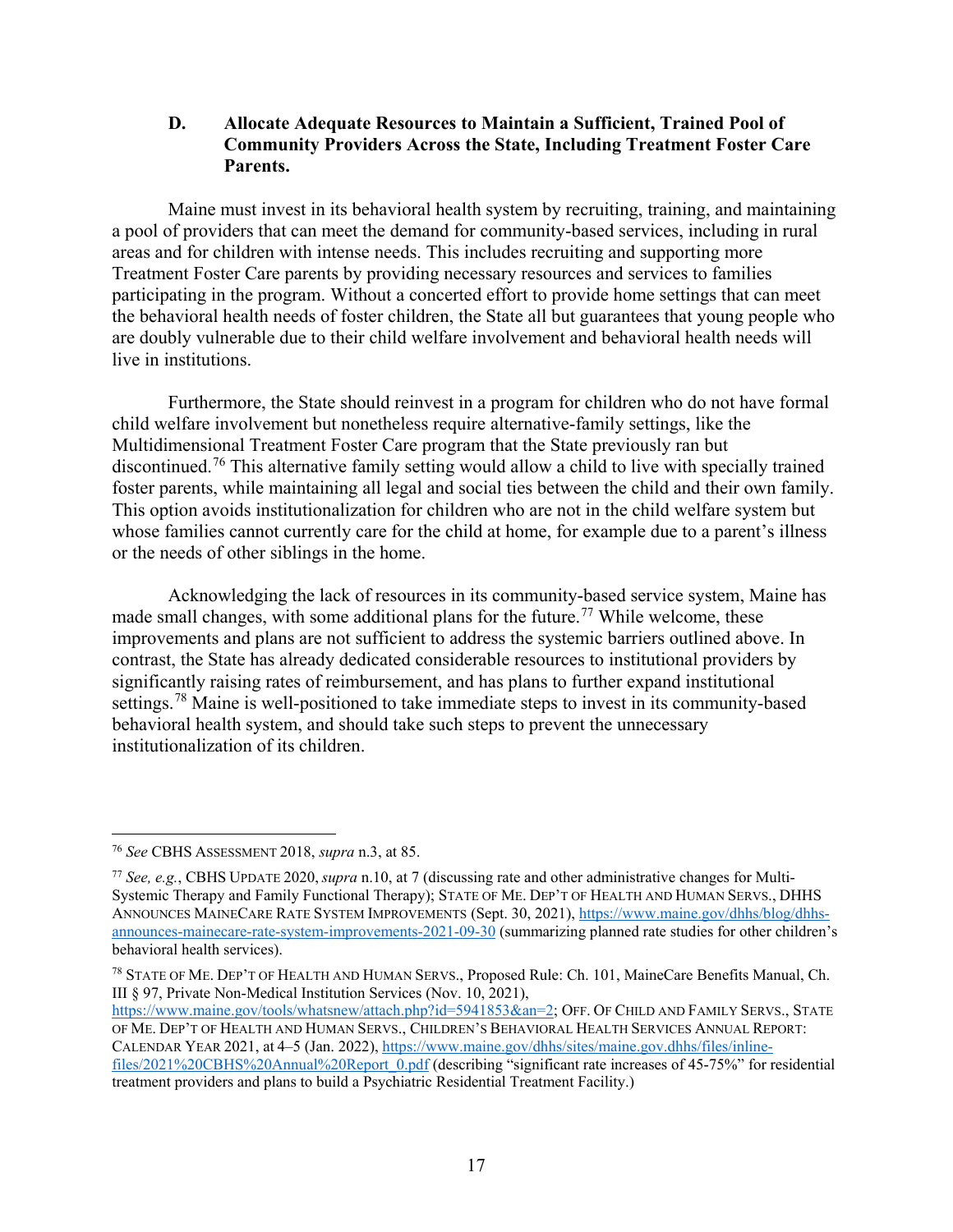### D. Allocate Adequate Resources to Maintain a Sufficient, Trained Pool of Community Providers Across the State, Including Treatment Foster Care Parents.

Maine must invest in its behavioral health system by recruiting, training, and maintaining a pool of providers that can meet the demand for community-based services, including in rural areas and for children with intense needs. This includes recruiting and supporting more Treatment Foster Care parents by providing necessary resources and services to families participating in the program. Without a concerted effort to provide home settings that can meet the behavioral health needs of foster children, the State all but guarantees that young people who are doubly vulnerable due to their child welfare involvement and behavioral health needs will live in institutions.

Furthermore, the State should reinvest in a program for children who do not have formal child welfare involvement but nonetheless require alternative-family settings, like the Multidimensional Treatment Foster Care program that the State previously ran but discontinued.[76] This alternative family setting would allow a child to live with specially trained foster parents, while maintaining all legal and social ties between the child and their own family. This option avoids institutionalization for children who are not in the child welfare system but whose families cannot currently care for the child at home, for example due to a parent's illness or the needs of other siblings in the home.

Acknowledging the lack of resources in its community-based service system, Maine has made small changes, with some additional plans for the future.[77] While welcome, these improvements and plans are not sufficient to address the systemic barriers outlined above. In contrast, the State has already dedicated considerable resources to institutional providers by significantly raising rates of reimbursement, and has plans to further expand institutional settings.[78] Maine is well-positioned to take immediate steps to invest in its community-based behavioral health system, and should take such steps to prevent the unnecessary institutionalization of its children.

---

[76] *See* CBHS ASSESSMENT 2018, *supra* n.3, at 85.

[77] *See, e.g.*, CBHS UPDATE 2020, *supra* n.10, at 7 (discussing rate and other administrative changes for Multi-Systemic Therapy and Family Functional Therapy); STATE OF ME. DEP'T OF HEALTH AND HUMAN SERVS., DHHS ANNOUNCES MAINECARE RATE SYSTEM IMPROVEMENTS (Sept. 30, 2021), https://www.maine.gov/dhhs/blog/dhhs-announces-mainecare-rate-system-improvements-2021-09-30 (summarizing planned rate studies for other children's behavioral health services).

[78] STATE OF ME. DEP'T OF HEALTH AND HUMAN SERVS., Proposed Rule: Ch. 101, MaineCare Benefits Manual, Ch. III § 97, Private Non-Medical Institution Services (Nov. 10, 2021), https://www.maine.gov/tools/whatsnew/attach.php?id=5941853&an=2; OFF. OF CHILD AND FAMILY SERVS., STATE OF ME. DEP'T OF HEALTH AND HUMAN SERVS., CHILDREN'S BEHAVIORAL HEALTH SERVICES ANNUAL REPORT: CALENDAR YEAR 2021, at 4–5 (Jan. 2022), https://www.maine.gov/dhhs/sites/maine.gov.dhhs/files/inline-files/2021%20CBHS%20Annual%20Report_0.pdf (describing "significant rate increases of 45-75%" for residential treatment providers and plans to build a Psychiatric Residential Treatment Facility.)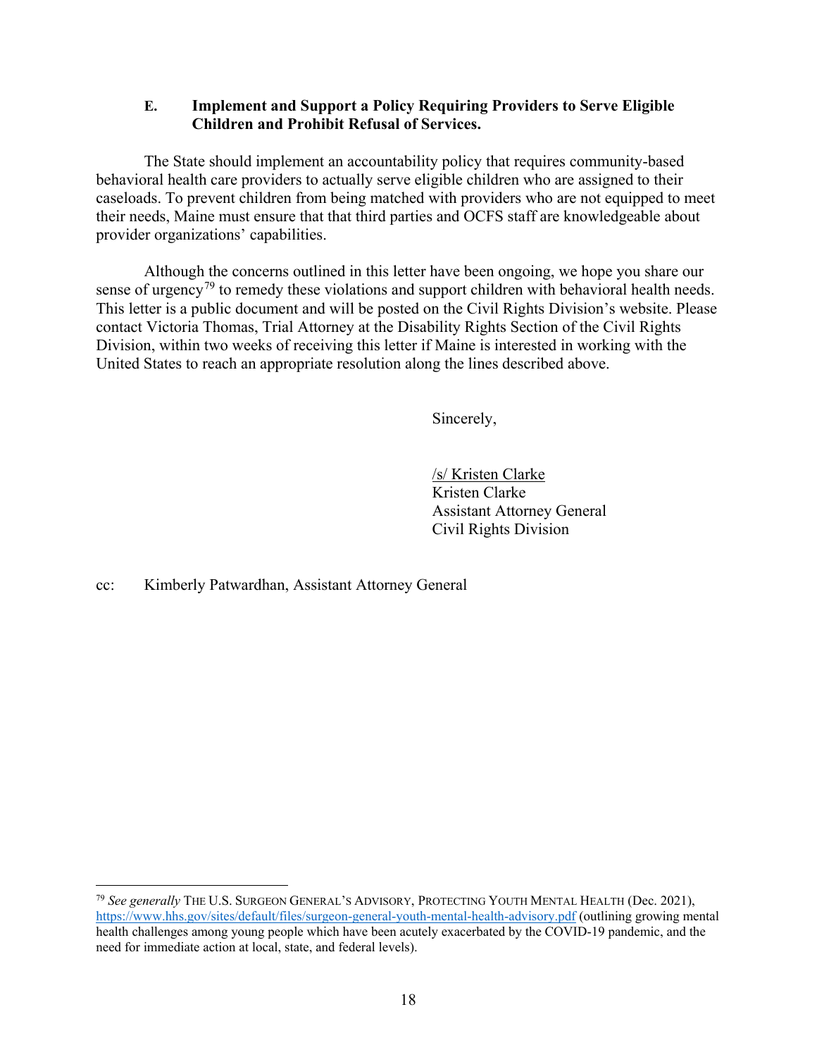### E. Implement and Support a Policy Requiring Providers to Serve Eligible Children and Prohibit Refusal of Services.

The State should implement an accountability policy that requires community-based behavioral health care providers to actually serve eligible children who are assigned to their caseloads. To prevent children from being matched with providers who are not equipped to meet their needs, Maine must ensure that that third parties and OCFS staff are knowledgeable about provider organizations' capabilities.

Although the concerns outlined in this letter have been ongoing, we hope you share our sense of urgency[79] to remedy these violations and support children with behavioral health needs. This letter is a public document and will be posted on the Civil Rights Division's website. Please contact Victoria Thomas, Trial Attorney at the Disability Rights Section of the Civil Rights Division, within two weeks of receiving this letter if Maine is interested in working with the United States to reach an appropriate resolution along the lines described above.

Sincerely,

/s/ Kristen Clarke
Kristen Clarke
Assistant Attorney General
Civil Rights Division

cc: Kimberly Patwardhan, Assistant Attorney General

---

[79] *See generally* THE U.S. SURGEON GENERAL'S ADVISORY, PROTECTING YOUTH MENTAL HEALTH (Dec. 2021), https://www.hhs.gov/sites/default/files/surgeon-general-youth-mental-health-advisory.pdf (outlining growing mental health challenges among young people which have been acutely exacerbated by the COVID-19 pandemic, and the need for immediate action at local, state, and federal levels).